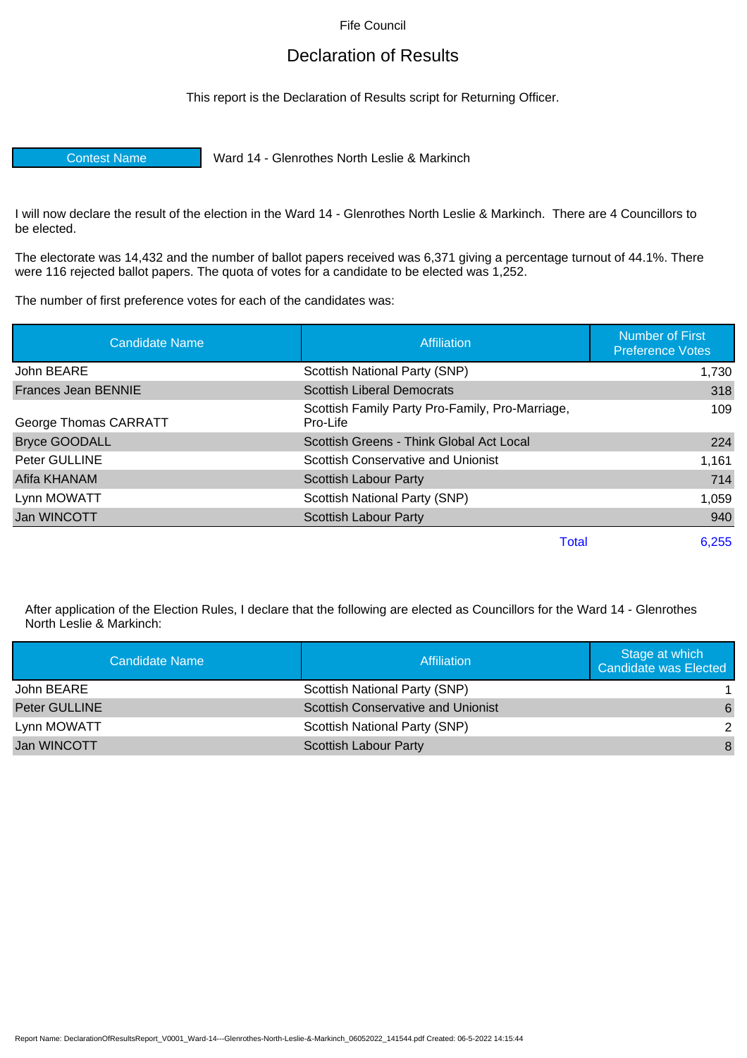Fife Council

# Declaration of Results

This report is the Declaration of Results script for Returning Officer.

| Contest Name | Ward 14 - Glenrothes North Leslie & Markinch |
|---|---|

I will now declare the result of the election in the Ward 14 - Glenrothes North Leslie & Markinch. There are 4 Councillors to be elected.

The electorate was 14,432 and the number of ballot papers received was 6,371 giving a percentage turnout of 44.1%. There were 116 rejected ballot papers. The quota of votes for a candidate to be elected was 1,252.

The number of first preference votes for each of the candidates was:

| Candidate Name | Affiliation | Number of First Preference Votes |
|---|---|---|
| John BEARE | Scottish National Party (SNP) | 1,730 |
| Frances Jean BENNIE | Scottish Liberal Democrats | 318 |
| George Thomas CARRATT | Scottish Family Party Pro-Family, Pro-Marriage, Pro-Life | 109 |
| Bryce GOODALL | Scottish Greens - Think Global Act Local | 224 |
| Peter GULLINE | Scottish Conservative and Unionist | 1,161 |
| Afifa KHANAM | Scottish Labour Party | 714 |
| Lynn MOWATT | Scottish National Party (SNP) | 1,059 |
| Jan WINCOTT | Scottish Labour Party | 940 |
| | Total | 6,255 |

After application of the Election Rules, I declare that the following are elected as Councillors for the Ward 14 - Glenrothes North Leslie & Markinch:

| Candidate Name | Affiliation | Stage at which Candidate was Elected |
|---|---|---|
| John BEARE | Scottish National Party (SNP) | 1 |
| Peter GULLINE | Scottish Conservative and Unionist | 6 |
| Lynn MOWATT | Scottish National Party (SNP) | 2 |
| Jan WINCOTT | Scottish Labour Party | 8 |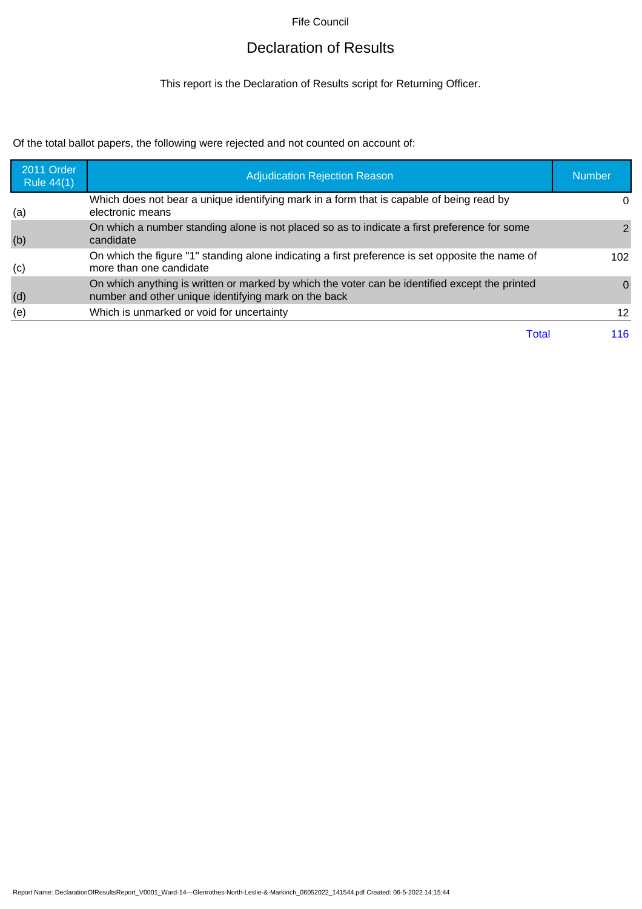Fife Council

# Declaration of Results

This report is the Declaration of Results script for Returning Officer.

Of the total ballot papers, the following were rejected and not counted on account of:

| 2011 Order Rule 44(1) | Adjudication Rejection Reason | Number |
|---|---|---|
| (a) | Which does not bear a unique identifying mark in a form that is capable of being read by electronic means | 0 |
| (b) | On which a number standing alone is not placed so as to indicate a first preference for some candidate | 2 |
| (c) | On which the figure "1" standing alone indicating a first preference is set opposite the name of more than one candidate | 102 |
| (d) | On which anything is written or marked by which the voter can be identified except the printed number and other unique identifying mark on the back | 0 |
| (e) | Which is unmarked or void for uncertainty | 12 |
| | Total | 116 |

Report Name: DeclarationOfResultsReport_V0001_Ward-14---Glenrothes-North-Leslie-&-Markinch_06052022_141544.pdf Created: 06-5-2022 14:15:44